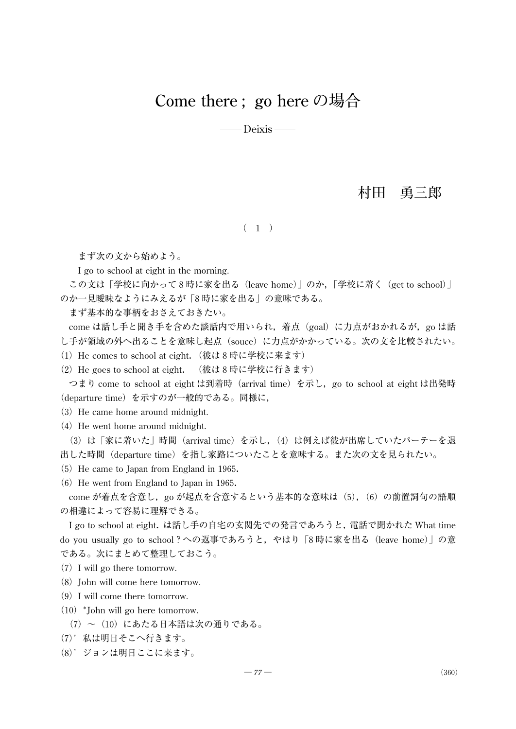# Come there ; go here の場合

—— Deixis ——

村田　勇三郎

（ 1 ）

まず次の文から始めよう。

I go to school at eight in the morning.

この文は「学校に向かって 8 時に家を出る（leave home)」のか，「学校に着く（get to school)」のか一見曖昧なようにみえるが「8 時に家を出る」の意味である。

まず基本的な事柄をおさえておきたい。

come は話し手と聞き手を含めた談話内で用いられ，着点（goal）に力点がおかれるが，go は話し手が領域の外へ出ることを意味し起点（souce）に力点がかかっている。次の文を比較されたい。

(1) He comes to school at eight.（彼は 8 時に学校に来ます）

(2) He goes to school at eight.　（彼は 8 時に学校に行きます）

つまり come to school at eight は到着時（arrival time）を示し，go to school at eight は出発時（departure time）を示すのが一般的である。同様に，

(3) He came home around midnight.

(4) He went home around midnight.

(3) は「家に着いた」時間（arrival time）を示し，(4) は例えば彼が出席していたパーテーを退出した時間（departure time）を指し家路についたことを意味する。また次の文を見られたい。

(5) He came to Japan from England in 1965.

(6) He went from England to Japan in 1965.

come が着点を含意し，go が起点を含意するという基本的な意味は (5)，(6) の前置詞句の語順の相違によって容易に理解できる。

I go to school at eight. は話し手の自宅の玄関先での発言であろうと，電話で聞かれた What time do you usually go to school ? への返事であろうと，やはり「8 時に家を出る（leave home)」の意である。次にまとめて整理しておこう。

(7) I will go there tomorrow.

(8) John will come here tomorrow.

(9) I will come there tomorrow.

(10) *John will go here tomorrow.

(7) ～ (10) にあたる日本語は次の通りである。

(7)’ 私は明日そこへ行きます。

(8)’ ジョンは明日ここに来ます。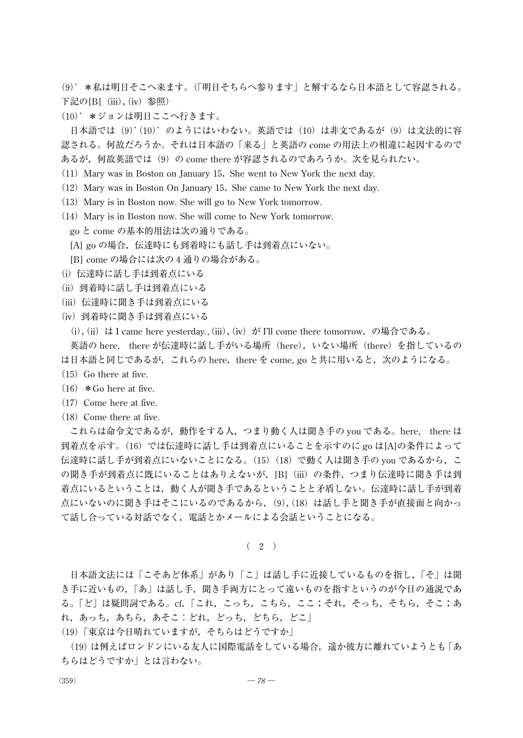(9)' ＊私は明日そこへ来ます。(「明日そちらへ参ります」と解するなら日本語として容認される。下記の[B]（iii), (iv）参照)

(10)' ＊ジョンは明日ここへ行きます。

日本語では（9)'(10)' のようにはいわない。英語では（10）は非文であるが（9）は文法的に容認される。何故だろうか。それは日本語の「来る」と英語の come の用法上の相違に起因するのであるが，何故英語では（9）の come there が容認されるのであろうか。次を見られたい。

(11) Mary was in Boston on January 15. She went to New York the next day.

(12) Mary was in Boston On January 15. She came to New York the next day.

(13) Mary is in Boston now. She will go to New York tomorrow.

(14) Mary is in Boston now. She will come to New York tomorrow.

go と come の基本的用法は次の通りである。

[A] go の場合，伝達時にも到着時にも話し手は到着点にいない。

[B] come の場合には次の 4 通りの場合がある。

(i) 伝達時に話し手は到着点にいる

(ii) 到着時に話し手は到着点にいる

(iii) 伝達時に聞き手は到着点にいる

(iv) 到着時に聞き手は到着点にいる

(i), (ii) は I came here yesterday., (iii), (iv) が I'll come there tomorrow. の場合である。

英語の here, there が伝達時に話し手がいる場所（here)，いない場所（there）を指しているのは日本語と同じであるが，これらの here，there を come, go と共に用いると，次のようになる。

(15) Go there at five.

(16) ＊Go here at five.

(17) Come here at five.

(18) Come there at five.

これらは命令文であるが，動作をする人，つまり動く人は聞き手の you である。here, there は到着点を示す。(16) では伝達時に話し手は到着点にいることを示すのに go は[A]の条件によって伝達時に話し手が到着点にいないことになる。(15) (18) で動く人は聞き手の you であるから，この聞き手が到着点に既にいることはありえないが，[B]（iii）の条件，つまり伝達時に聞き手は到着点にいるということは，動く人が聞き手であるということと矛盾しない。伝達時に話し手が到着点にいないのに聞き手はそこにいるのであるから，(9), (18) は話し手と聞き手が直接面と向かって話し合っている対話でなく，電話とかメールによる会話ということになる。

## ( 2 )

日本語文法には「こそあど体系」があり「こ」は話し手に近接しているものを指し，「そ」は聞き手に近いもの，「あ」は話し手，聞き手両方にとって遠いものを指すというのが今日の通説である。「ど」は疑問詞である。cf.「これ，こっち，こちら，ここ；それ，そっち，そちら，そこ；あれ，あっち，あちら，あそこ：どれ，どっち，どちら，どこ」

(19)「東京は今日晴れていますが，そちらはどうですか」

(19) は例えばロンドンにいる友人に国際電話をしている場合，遥か彼方に離れていようとも「あちらはどうですか」とは言わない。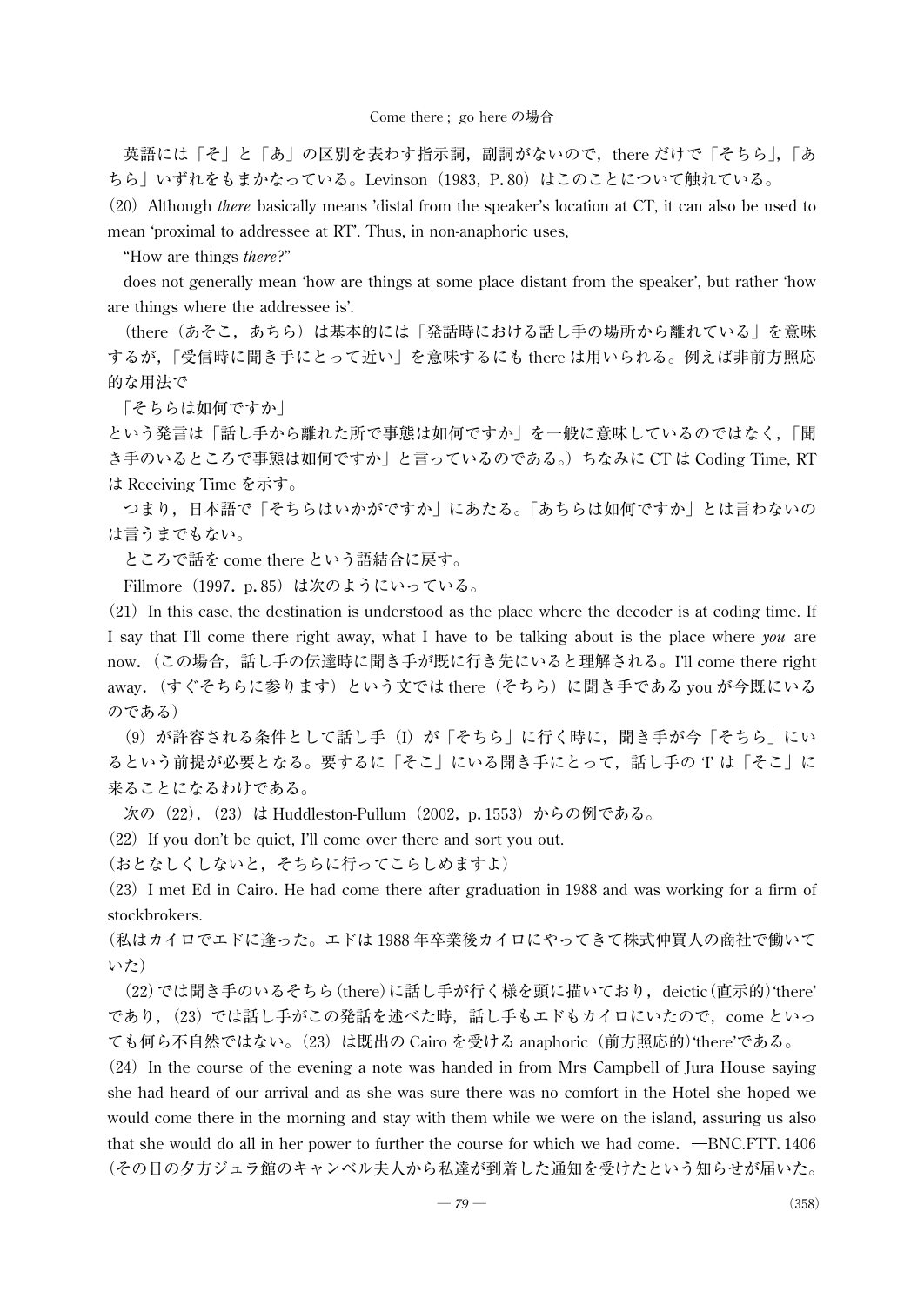英語には「そ」と「あ」の区別を表わす指示詞，副詞がないので，there だけで「そちら」,「あちら」いずれをもまかなっている。Levinson（1983，P. 80）はこのことについて触れている。

(20) Although *there* basically means 'distal from the speaker's location at CT, it can also be used to mean 'proximal to addressee at RT'. Thus, in non-anaphoric uses,

"How are things *there*?"

does not generally mean 'how are things at some place distant from the speaker', but rather 'how are things where the addressee is'.

（there（あそこ，あちら）は基本的には「発話時における話し手の場所から離れている」を意味するが,「受信時に聞き手にとって近い」を意味するにも there は用いられる。例えば非前方照応的な用法で

「そちらは如何ですか」

という発言は「話し手から離れた所で事態は如何ですか」を一般に意味しているのではなく,「聞き手のいるところで事態は如何ですか」と言っているのである。）ちなみに CT は Coding Time, RT は Receiving Time を示す。

つまり，日本語で「そちらはいかがですか」にあたる。「あちらは如何ですか」とは言わないのは言うまでもない。

ところで話を come there という語結合に戻す。

Fillmore（1997．p. 85）は次のようにいっている。

(21) In this case, the destination is understood as the place where the decoder is at coding time. If I say that I'll come there right away, what I have to be talking about is the place where *you* are now.（この場合，話し手の伝達時に聞き手が既に行き先にいると理解される。I'll come there right away.（すぐそちらに参ります）という文では there（そちら）に聞き手である you が今既にいるのである）

(9) が許容される条件として話し手（I）が「そちら」に行く時に，聞き手が今「そちら」にいるという前提が必要となる。要するに「そこ」にいる聞き手にとって，話し手の 'I' は「そこ」に来ることになるわけである。

次の (22)，(23) は Huddleston-Pullum（2002，p. 1553）からの例である。

(22) If you don't be quiet, I'll come over there and sort you out.

（おとなしくしないと，そちらに行ってこらしめますよ）

(23) I met Ed in Cairo. He had come there after graduation in 1988 and was working for a firm of stockbrokers.

（私はカイロでエドに逢った。エドは 1988 年卒業後カイロにやってきて株式仲買人の商社で働いていた）

(22)では聞き手のいるそちら(there)に話し手が行く様を頭に描いており，deictic(直示的)'there' であり，(23) では話し手がこの発話を述べた時，話し手もエドもカイロにいたので，come といっても何ら不自然ではない。(23) は既出の Cairo を受ける anaphoric（前方照応的)'there'である。

(24) In the course of the evening a note was handed in from Mrs Campbell of Jura House saying she had heard of our arrival and as she was sure there was no comfort in the Hotel she hoped we would come there in the morning and stay with them while we were on the island, assuring us also that she would do all in her power to further the course for which we had come. —BNC.FTT. 1406

（その日の夕方ジュラ館のキャンベル夫人から私達が到着した通知を受けたという知らせが届いた。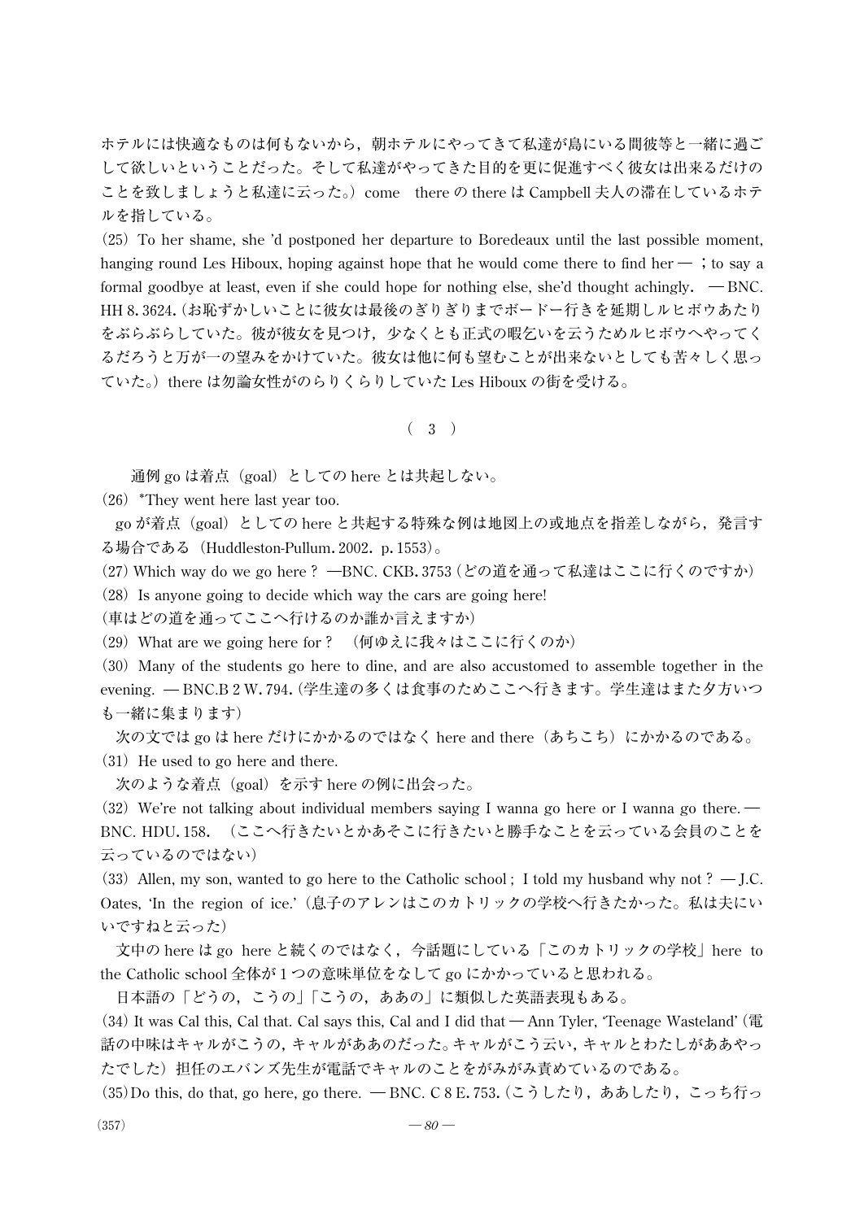ホテルには快適なものは何もないから，朝ホテルにやってきて私達が島にいる間彼等と一緒に過ごして欲しいということだった。そして私達がやってきた目的を更に促進すべく彼女は出来るだけのことを致しましょうと私達に云った。）come there の there は Campbell 夫人の滞在しているホテルを指している。

(25) To her shame, she 'd postponed her departure to Boredeaux until the last possible moment, hanging round Les Hiboux, hoping against hope that he would come there to find her — ; to say a formal goodbye at least, even if she could hope for nothing else, she'd thought achingly. —BNC. HH 8. 3624.（お恥ずかしいことに彼女は最後のぎりぎりまでボードー行きを延期しルヒボウあたりをぶらぶらしていた。彼が彼女を見つけ，少なくとも正式の暇乞いを云うためルヒボウへやってくるだろうと万が一の望みをかけていた。彼女は他に何も望むことが出来ないとしても苦々しく思っていた。）there は勿論女性がのらりくらりしていた Les Hiboux の街を受ける。

## （ 3 ）

通例 go は着点（goal）としての here とは共起しない。

(26) *They went here last year too.

go が着点（goal）としての here と共起する特殊な例は地図上の或地点を指差しながら，発言する場合である（Huddleston-Pullum. 2002. p. 1553）。

(27) Which way do we go here? —BNC. CKB. 3753（どの道を通って私達はここに行くのですか）

(28) Is anyone going to decide which way the cars are going here!
（車はどの道を通ってここへ行けるのか誰か言えますか）

(29) What are we going here for?（何ゆえに我々はここに行くのか）

(30) Many of the students go here to dine, and are also accustomed to assemble together in the evening. — BNC.B 2 W. 794.（学生達の多くは食事のためここへ行きます。学生達はまた夕方いつも一緒に集まります）

次の文では go は here だけにかかるのではなく here and there（あちこち）にかかるのである。

(31) He used to go here and there.

次のような着点（goal）を示す here の例に出会った。

(32) We're not talking about individual members saying I wanna go here or I wanna go there. — BNC. HDU. 158.（ここへ行きたいとかあそこに行きたいと勝手なことを云っている会員のことを云っているのではない）

(33) Allen, my son, wanted to go here to the Catholic school; I told my husband why not? — J.C. Oates, 'In the region of ice.'（息子のアレンはこのカトリックの学校へ行きたかった。私は夫にいいですねと云った）

文中の here は go here と続くのではなく，今話題にしている「このカトリックの学校」here to the Catholic school 全体が1つの意味単位をなして go にかかっていると思われる。

日本語の「どうの，こうの」「こうの，ああの」に類似した英語表現もある。

(34) It was Cal this, Cal that. Cal says this, Cal and I did that — Ann Tyler, 'Teenage Wasteland'（電話の中味はキャルがこうの，キャルがああのだった。キャルがこう云い，キャルとわたしがああやったでした）担任のエバンズ先生が電話でキャルのことをがみがみ責めているのである。

(35) Do this, do that, go here, go there. — BNC. C 8 E. 753.（こうしたり，ああしたり，こっち行っ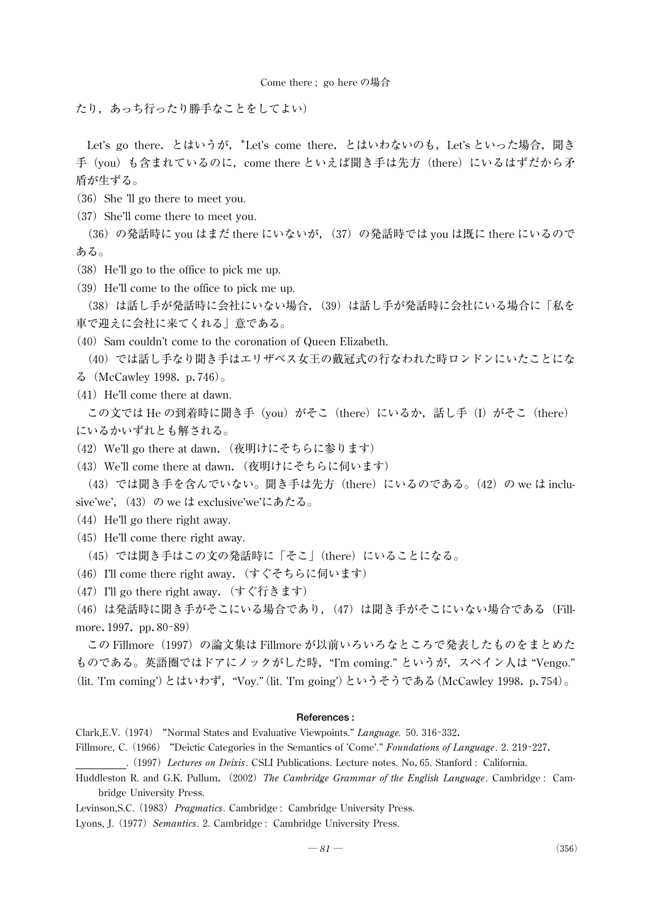たり，あっち行ったり勝手なことをしてよい）

Let's go there．とはいうが，*Let's come there．とはいわないのも，Let's といった場合，聞き手（you）も含まれているのに，come there といえば聞き手は先方（there）にいるはずだから矛盾が生ずる。

（36）She 'll go there to meet you.

（37）She'll come there to meet you.

（36）の発話時に you はまだ there にいないが，（37）の発話時では you は既に there にいるのである。

（38）He'll go to the office to pick me up.

（39）He'll come to the office to pick me up.

（38）は話し手が発話時に会社にいない場合，（39）は話し手が発話時に会社にいる場合に「私を車で迎えに会社に来てくれる」意である。

（40）Sam couldn't come to the coronation of Queen Elizabeth.

（40）では話し手なり聞き手はエリザベス女王の戴冠式の行なわれた時ロンドンにいたことになる（McCawley 1998．p.746）。

（41）He'll come there at dawn.

この文では He の到着時に聞き手（you）がそこ（there）にいるか，話し手（I）がそこ（there）にいるかいずれとも解される。

（42）We'll go there at dawn．（夜明けにそちらに参ります）

（43）We'll come there at dawn．（夜明けにそちらに伺います）

（43）では聞き手を含んでいない。聞き手は先方（there）にいるのである。（42）の we は inclusive'we'，（43）の we は exclusive'we'にあたる。

（44）He'll go there right away.

（45）He'll come there right away.

（45）では聞き手はこの文の発話時に「そこ」（there）にいることになる。

（46）I'll come there right away．（すぐそちらに伺います）

（47）I'll go there right away．（すぐ行きます）

（46）は発話時に聞き手がそこにいる場合であり，（47）は聞き手がそこにいない場合である（Fillmore．1997．pp．80-89）

この Fillmore（1997）の論文集は Fillmore が以前いろいろなところで発表したものをまとめたものである。英語圏ではドアにノックがした時，"I'm coming." というが，スペイン人は "Vengo."（lit. 'I'm coming'）とはいわず，"Voy."（lit. 'I'm going'）というそうである（McCawley 1998．p.754）。

### References :

Clark,E.V.（1974） "Normal States and Evaluative Viewpoints." *Language.* 50. 316-332.

Fillmore, C.（1966） "Deictic Categories in the Semantics of 'Come'." *Foundations of Language*. 2. 219-227.

__________.（1997）*Lectures on Deixis*. CSLI Publications. Lecture notes. No. 65. Stanford : California.

Huddleston R. and G.K. Pullum.（2002）*The Cambridge Grammar of the English Language*. Cambridge : Cambridge University Press.

Levinson,S.C.（1983）*Pragmatics*. Cambridge : Cambridge University Press.

Lyons, J.（1977）*Semantics*. 2. Cambridge : Cambridge University Press.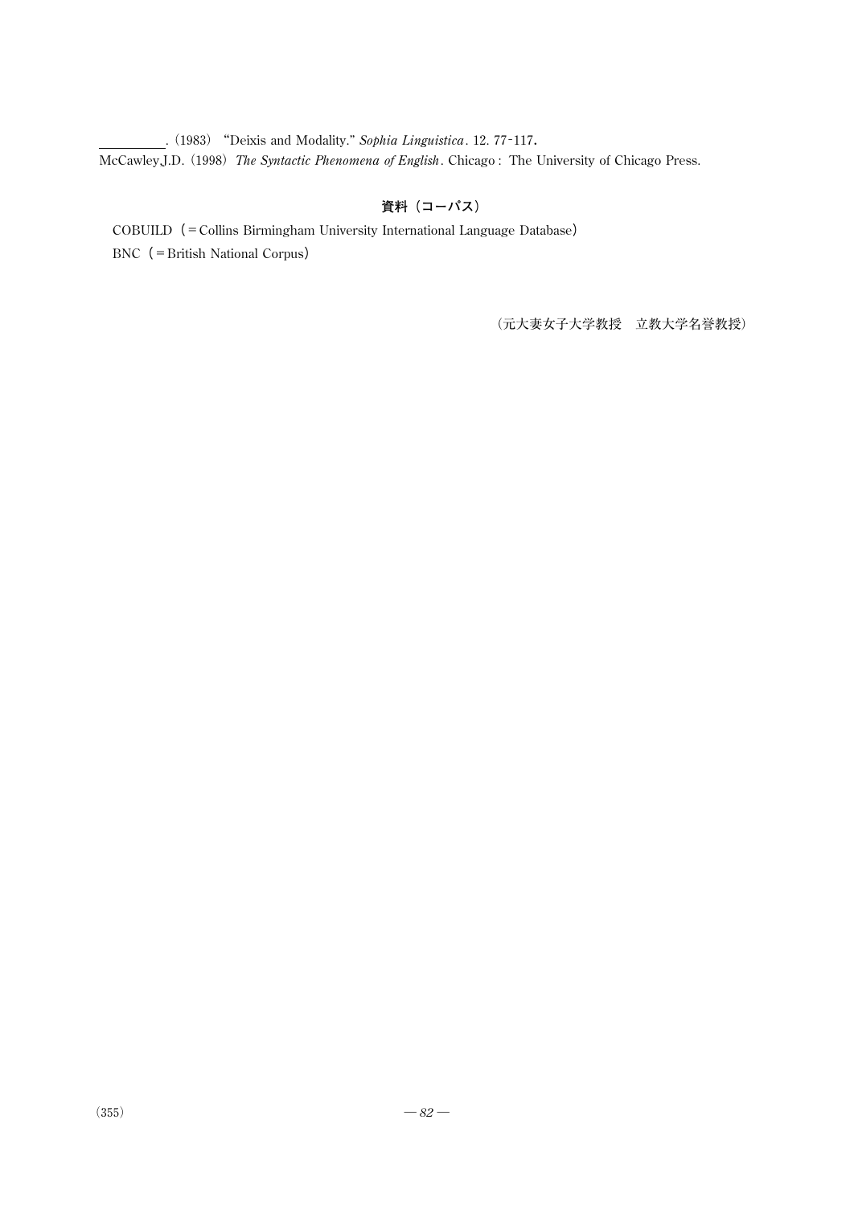\_\_\_\_\_\_\_\_\_\_. (1983) "Deixis and Modality." *Sophia Linguistica*. 12. 77-117.

McCawley,J.D. (1998) *The Syntactic Phenomena of English*. Chicago : The University of Chicago Press.

### 資料（コーパス）

COBUILD（＝Collins Birmingham University International Language Database）

BNC（＝British National Corpus）

（元大妻女子大学教授　立教大学名誉教授）